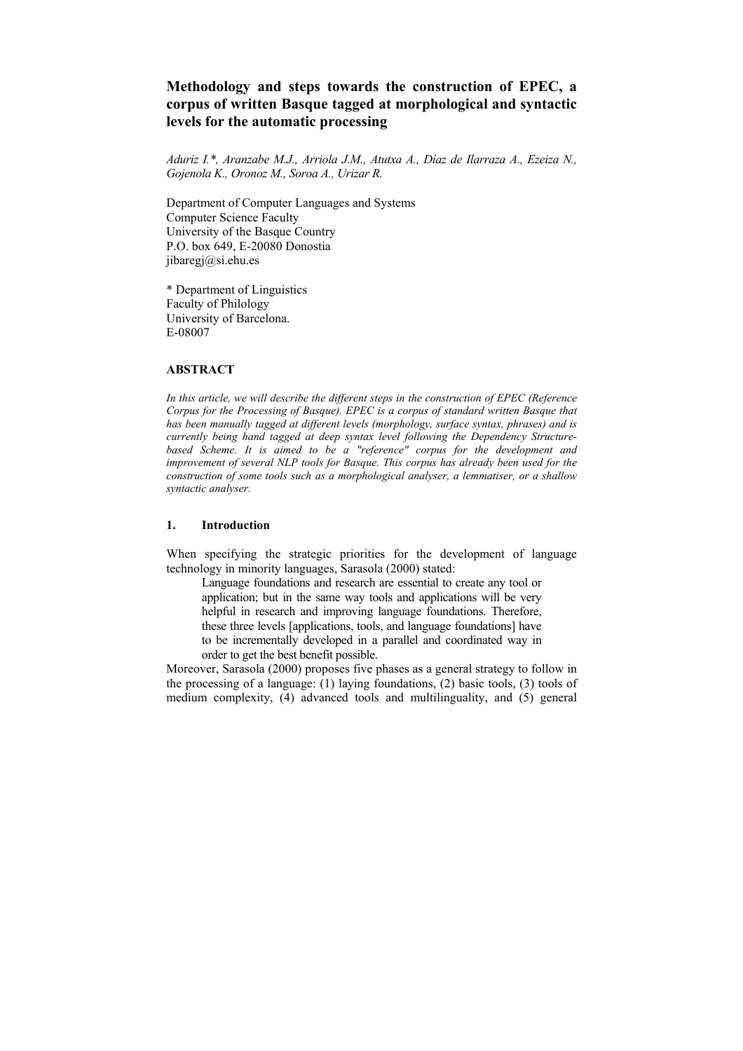# Methodology and steps towards the construction of EPEC, a corpus of written Basque tagged at morphological and syntactic levels for the automatic processing

*Aduriz I.\*, Aranzabe M.J., Arriola J.M., Atutxa A., Díaz de Ilarraza A., Ezeiza N., Gojenola K., Oronoz M., Soroa A., Urizar R.*

Department of Computer Languages and Systems
Computer Science Faculty
University of the Basque Country
P.O. box 649, E-20080 Donostia
jibaregj@si.ehu.es

\* Department of Linguistics
Faculty of Philology
University of Barcelona.
E-08007

## ABSTRACT

*In this article, we will describe the different steps in the construction of EPEC (Reference Corpus for the Processing of Basque). EPEC is a corpus of standard written Basque that has been manually tagged at different levels (morphology, surface syntax, phrases) and is currently being hand tagged at deep syntax level following the Dependency Structure-based Scheme. It is aimed to be a "reference" corpus for the development and improvement of several NLP tools for Basque. This corpus has already been used for the construction of some tools such as a morphological analyser, a lemmatiser, or a shallow syntactic analyser.*

## 1. Introduction

When specifying the strategic priorities for the development of language technology in minority languages, Sarasola (2000) stated:

> Language foundations and research are essential to create any tool or application; but in the same way tools and applications will be very helpful in research and improving language foundations. Therefore, these three levels [applications, tools, and language foundations] have to be incrementally developed in a parallel and coordinated way in order to get the best benefit possible.

Moreover, Sarasola (2000) proposes five phases as a general strategy to follow in the processing of a language: (1) laying foundations, (2) basic tools, (3) tools of medium complexity, (4) advanced tools and multilinguality, and (5) general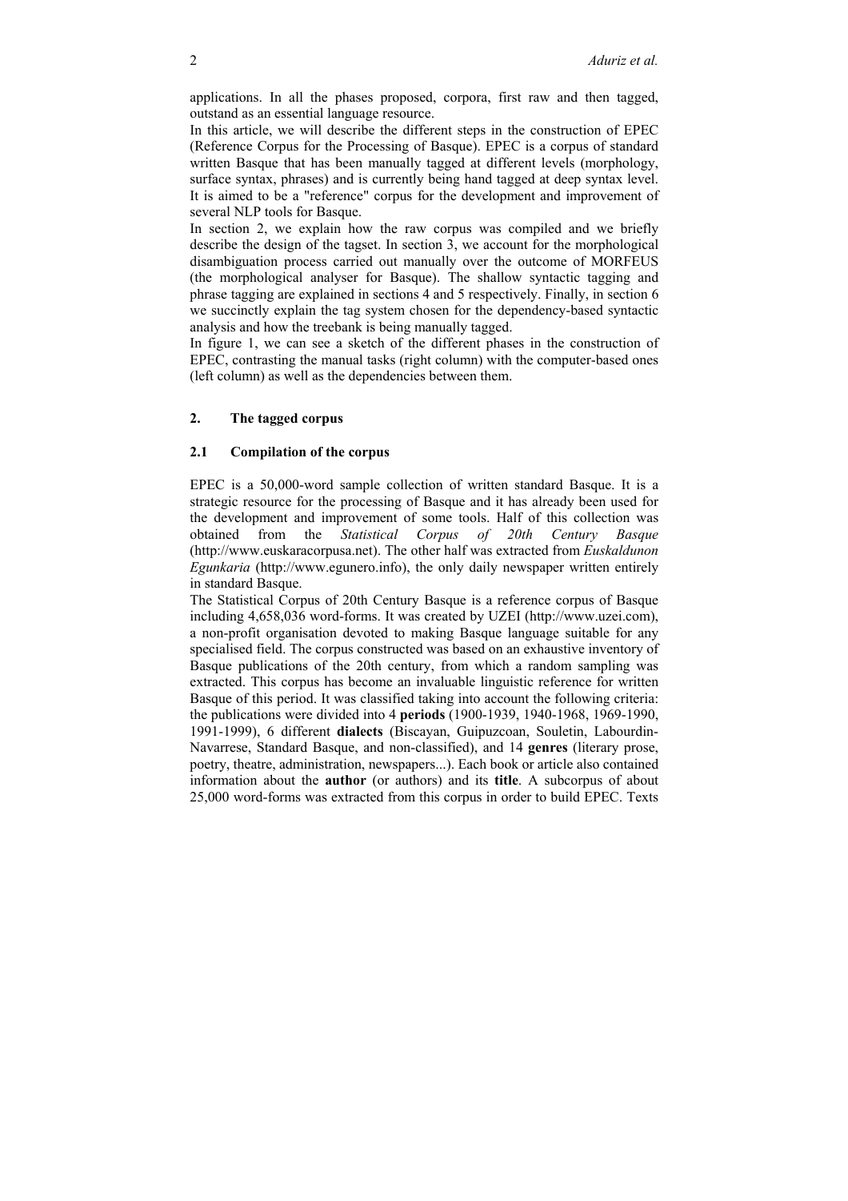applications. In all the phases proposed, corpora, first raw and then tagged, outstand as an essential language resource.

In this article, we will describe the different steps in the construction of EPEC (Reference Corpus for the Processing of Basque). EPEC is a corpus of standard written Basque that has been manually tagged at different levels (morphology, surface syntax, phrases) and is currently being hand tagged at deep syntax level. It is aimed to be a "reference" corpus for the development and improvement of several NLP tools for Basque.

In section 2, we explain how the raw corpus was compiled and we briefly describe the design of the tagset. In section 3, we account for the morphological disambiguation process carried out manually over the outcome of MORFEUS (the morphological analyser for Basque). The shallow syntactic tagging and phrase tagging are explained in sections 4 and 5 respectively. Finally, in section 6 we succinctly explain the tag system chosen for the dependency-based syntactic analysis and how the treebank is being manually tagged.

In figure 1, we can see a sketch of the different phases in the construction of EPEC, contrasting the manual tasks (right column) with the computer-based ones (left column) as well as the dependencies between them.

## 2. The tagged corpus

### 2.1 Compilation of the corpus

EPEC is a 50,000-word sample collection of written standard Basque. It is a strategic resource for the processing of Basque and it has already been used for the development and improvement of some tools. Half of this collection was obtained from the *Statistical Corpus of 20th Century Basque* (http://www.euskaracorpusa.net). The other half was extracted from *Euskaldunon Egunkaria* (http://www.egunero.info), the only daily newspaper written entirely in standard Basque.

The Statistical Corpus of 20th Century Basque is a reference corpus of Basque including 4,658,036 word-forms. It was created by UZEI (http://www.uzei.com), a non-profit organisation devoted to making Basque language suitable for any specialised field. The corpus constructed was based on an exhaustive inventory of Basque publications of the 20th century, from which a random sampling was extracted. This corpus has become an invaluable linguistic reference for written Basque of this period. It was classified taking into account the following criteria: the publications were divided into 4 **periods** (1900-1939, 1940-1968, 1969-1990, 1991-1999), 6 different **dialects** (Biscayan, Guipuzcoan, Souletin, Labourdin-Navarrese, Standard Basque, and non-classified), and 14 **genres** (literary prose, poetry, theatre, administration, newspapers...). Each book or article also contained information about the **author** (or authors) and its **title**. A subcorpus of about 25,000 word-forms was extracted from this corpus in order to build EPEC. Texts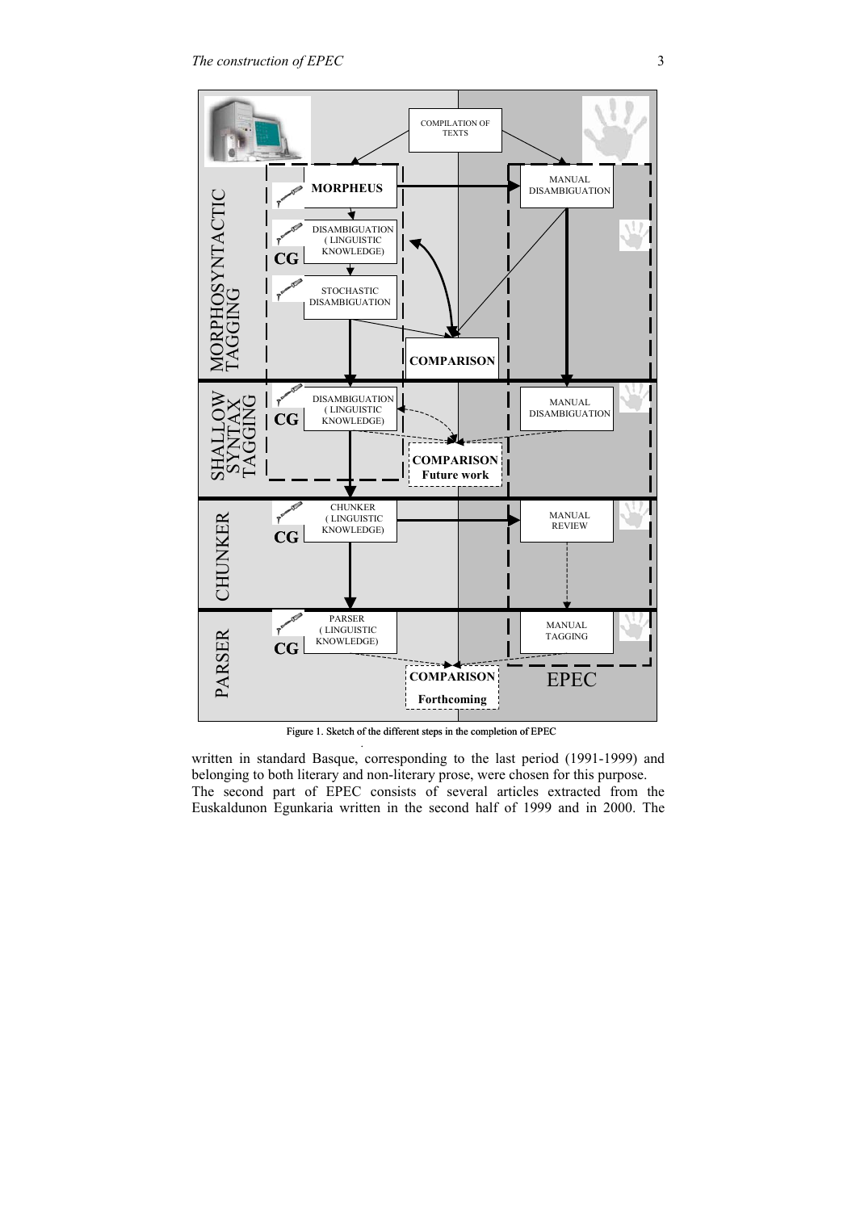Figure 1. Sketch of the different steps in the completion of EPEC

written in standard Basque, corresponding to the last period (1991-1999) and belonging to both literary and non-literary prose, were chosen for this purpose.

The second part of EPEC consists of several articles extracted from the Euskaldunon Egunkaria written in the second half of 1999 and in 2000. The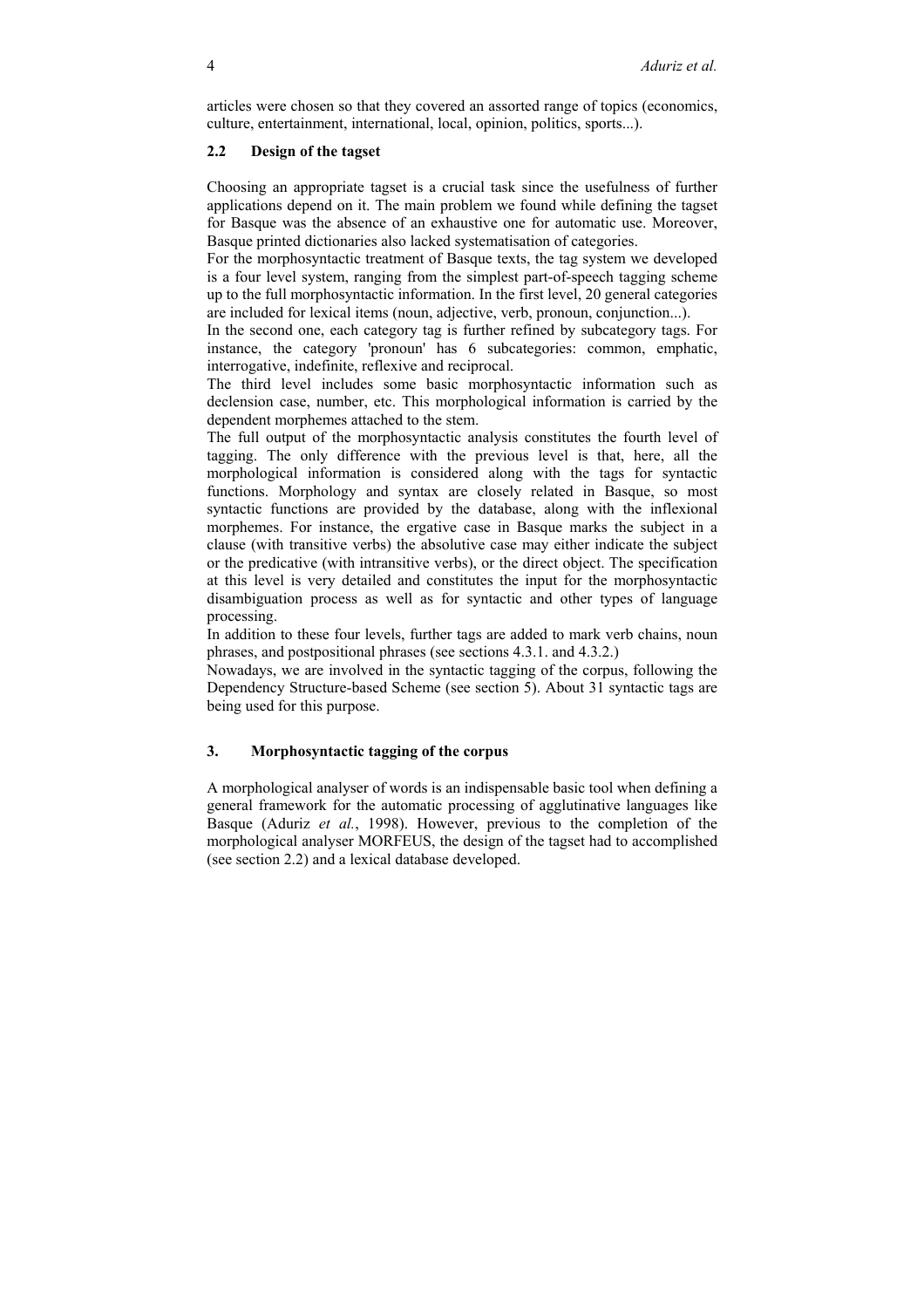articles were chosen so that they covered an assorted range of topics (economics, culture, entertainment, international, local, opinion, politics, sports...).

### 2.2 Design of the tagset

Choosing an appropriate tagset is a crucial task since the usefulness of further applications depend on it. The main problem we found while defining the tagset for Basque was the absence of an exhaustive one for automatic use. Moreover, Basque printed dictionaries also lacked systematisation of categories.

For the morphosyntactic treatment of Basque texts, the tag system we developed is a four level system, ranging from the simplest part-of-speech tagging scheme up to the full morphosyntactic information. In the first level, 20 general categories are included for lexical items (noun, adjective, verb, pronoun, conjunction...).

In the second one, each category tag is further refined by subcategory tags. For instance, the category 'pronoun' has 6 subcategories: common, emphatic, interrogative, indefinite, reflexive and reciprocal.

The third level includes some basic morphosyntactic information such as declension case, number, etc. This morphological information is carried by the dependent morphemes attached to the stem.

The full output of the morphosyntactic analysis constitutes the fourth level of tagging. The only difference with the previous level is that, here, all the morphological information is considered along with the tags for syntactic functions. Morphology and syntax are closely related in Basque, so most syntactic functions are provided by the database, along with the inflexional morphemes. For instance, the ergative case in Basque marks the subject in a clause (with transitive verbs) the absolutive case may either indicate the subject or the predicative (with intransitive verbs), or the direct object. The specification at this level is very detailed and constitutes the input for the morphosyntactic disambiguation process as well as for syntactic and other types of language processing.

In addition to these four levels, further tags are added to mark verb chains, noun phrases, and postpositional phrases (see sections 4.3.1. and 4.3.2.)

Nowadays, we are involved in the syntactic tagging of the corpus, following the Dependency Structure-based Scheme (see section 5). About 31 syntactic tags are being used for this purpose.

## 3. Morphosyntactic tagging of the corpus

A morphological analyser of words is an indispensable basic tool when defining a general framework for the automatic processing of agglutinative languages like Basque (Aduriz *et al.*, 1998). However, previous to the completion of the morphological analyser MORFEUS, the design of the tagset had to accomplished (see section 2.2) and a lexical database developed.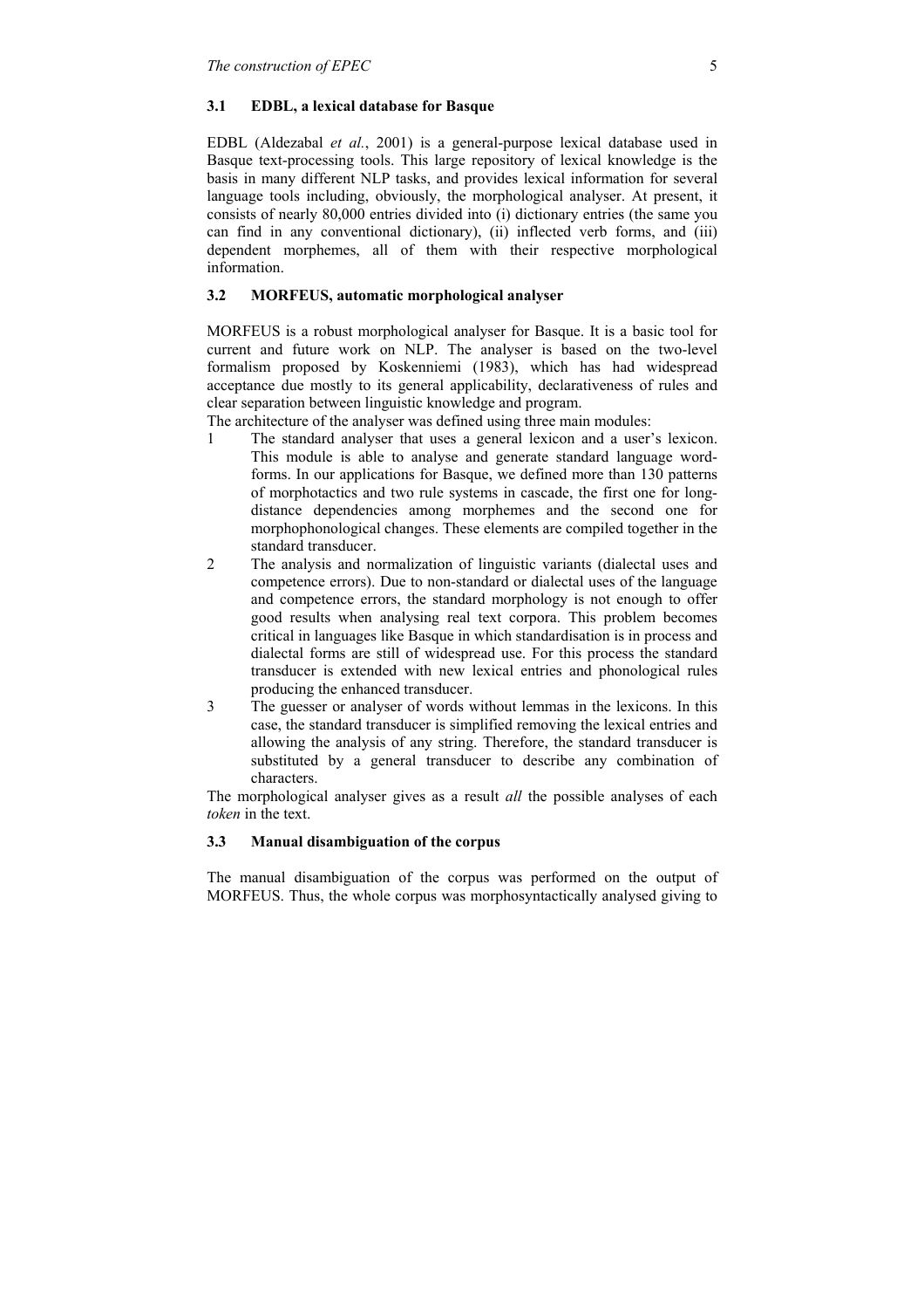### 3.1 EDBL, a lexical database for Basque

EDBL (Aldezabal *et al.*, 2001) is a general-purpose lexical database used in Basque text-processing tools. This large repository of lexical knowledge is the basis in many different NLP tasks, and provides lexical information for several language tools including, obviously, the morphological analyser. At present, it consists of nearly 80,000 entries divided into (i) dictionary entries (the same you can find in any conventional dictionary), (ii) inflected verb forms, and (iii) dependent morphemes, all of them with their respective morphological information.

### 3.2 MORFEUS, automatic morphological analyser

MORFEUS is a robust morphological analyser for Basque. It is a basic tool for current and future work on NLP. The analyser is based on the two-level formalism proposed by Koskenniemi (1983), which has had widespread acceptance due mostly to its general applicability, declarativeness of rules and clear separation between linguistic knowledge and program.

The architecture of the analyser was defined using three main modules:

1. The standard analyser that uses a general lexicon and a user's lexicon. This module is able to analyse and generate standard language word-forms. In our applications for Basque, we defined more than 130 patterns of morphotactics and two rule systems in cascade, the first one for long-distance dependencies among morphemes and the second one for morphophonological changes. These elements are compiled together in the standard transducer.
2. The analysis and normalization of linguistic variants (dialectal uses and competence errors). Due to non-standard or dialectal uses of the language and competence errors, the standard morphology is not enough to offer good results when analysing real text corpora. This problem becomes critical in languages like Basque in which standardisation is in process and dialectal forms are still of widespread use. For this process the standard transducer is extended with new lexical entries and phonological rules producing the enhanced transducer.
3. The guesser or analyser of words without lemmas in the lexicons. In this case, the standard transducer is simplified removing the lexical entries and allowing the analysis of any string. Therefore, the standard transducer is substituted by a general transducer to describe any combination of characters.

The morphological analyser gives as a result *all* the possible analyses of each *token* in the text.

### 3.3 Manual disambiguation of the corpus

The manual disambiguation of the corpus was performed on the output of MORFEUS. Thus, the whole corpus was morphosyntactically analysed giving to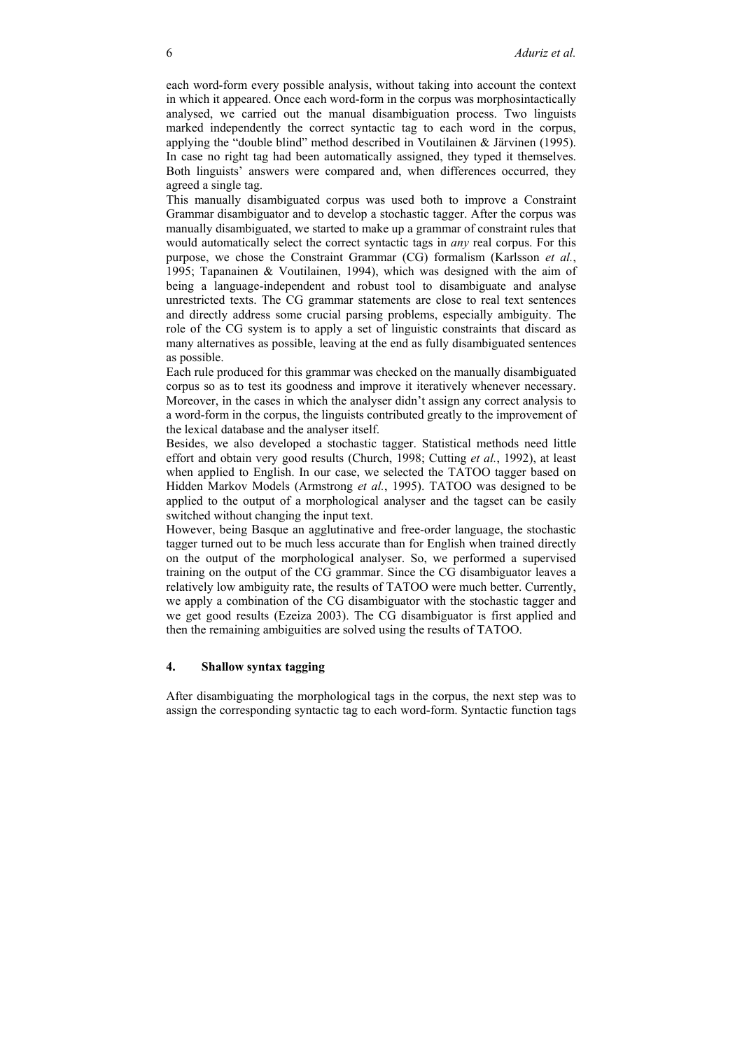each word-form every possible analysis, without taking into account the context in which it appeared. Once each word-form in the corpus was morphosintactically analysed, we carried out the manual disambiguation process. Two linguists marked independently the correct syntactic tag to each word in the corpus, applying the "double blind" method described in Voutilainen & Järvinen (1995). In case no right tag had been automatically assigned, they typed it themselves. Both linguists' answers were compared and, when differences occurred, they agreed a single tag.

This manually disambiguated corpus was used both to improve a Constraint Grammar disambiguator and to develop a stochastic tagger. After the corpus was manually disambiguated, we started to make up a grammar of constraint rules that would automatically select the correct syntactic tags in *any* real corpus. For this purpose, we chose the Constraint Grammar (CG) formalism (Karlsson *et al.*, 1995; Tapanainen & Voutilainen, 1994), which was designed with the aim of being a language-independent and robust tool to disambiguate and analyse unrestricted texts. The CG grammar statements are close to real text sentences and directly address some crucial parsing problems, especially ambiguity. The role of the CG system is to apply a set of linguistic constraints that discard as many alternatives as possible, leaving at the end as fully disambiguated sentences as possible.

Each rule produced for this grammar was checked on the manually disambiguated corpus so as to test its goodness and improve it iteratively whenever necessary. Moreover, in the cases in which the analyser didn't assign any correct analysis to a word-form in the corpus, the linguists contributed greatly to the improvement of the lexical database and the analyser itself.

Besides, we also developed a stochastic tagger. Statistical methods need little effort and obtain very good results (Church, 1998; Cutting *et al.*, 1992), at least when applied to English. In our case, we selected the TATOO tagger based on Hidden Markov Models (Armstrong *et al.*, 1995). TATOO was designed to be applied to the output of a morphological analyser and the tagset can be easily switched without changing the input text.

However, being Basque an agglutinative and free-order language, the stochastic tagger turned out to be much less accurate than for English when trained directly on the output of the morphological analyser. So, we performed a supervised training on the output of the CG grammar. Since the CG disambiguator leaves a relatively low ambiguity rate, the results of TATOO were much better. Currently, we apply a combination of the CG disambiguator with the stochastic tagger and we get good results (Ezeiza 2003). The CG disambiguator is first applied and then the remaining ambiguities are solved using the results of TATOO.

## 4. Shallow syntax tagging

After disambiguating the morphological tags in the corpus, the next step was to assign the corresponding syntactic tag to each word-form. Syntactic function tags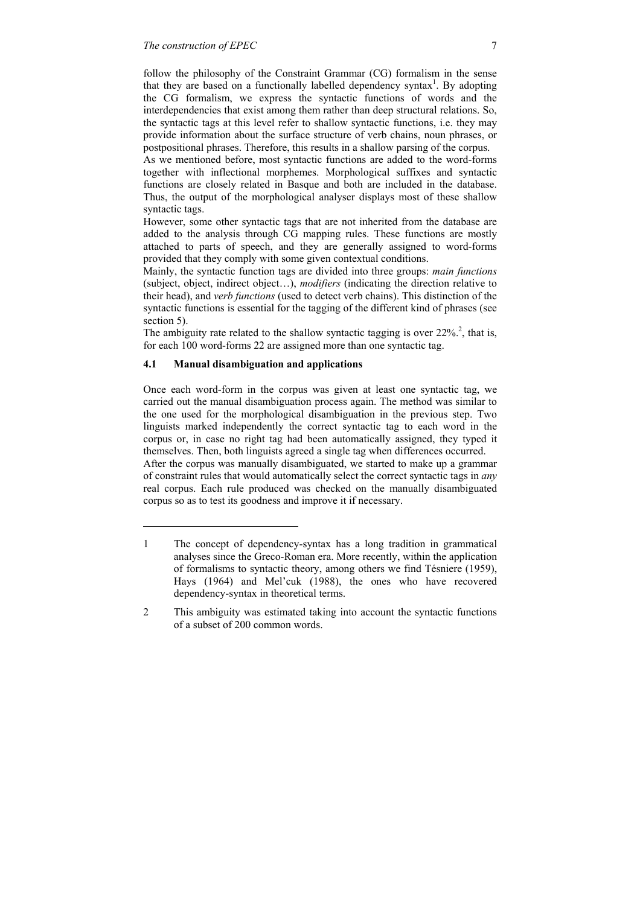follow the philosophy of the Constraint Grammar (CG) formalism in the sense that they are based on a functionally labelled dependency syntax[1]. By adopting the CG formalism, we express the syntactic functions of words and the interdependencies that exist among them rather than deep structural relations. So, the syntactic tags at this level refer to shallow syntactic functions, i.e. they may provide information about the surface structure of verb chains, noun phrases, or postpositional phrases. Therefore, this results in a shallow parsing of the corpus.

As we mentioned before, most syntactic functions are added to the word-forms together with inflectional morphemes. Morphological suffixes and syntactic functions are closely related in Basque and both are included in the database. Thus, the output of the morphological analyser displays most of these shallow syntactic tags.

However, some other syntactic tags that are not inherited from the database are added to the analysis through CG mapping rules. These functions are mostly attached to parts of speech, and they are generally assigned to word-forms provided that they comply with some given contextual conditions.

Mainly, the syntactic function tags are divided into three groups: *main functions* (subject, object, indirect object…), *modifiers* (indicating the direction relative to their head), and *verb functions* (used to detect verb chains). This distinction of the syntactic functions is essential for the tagging of the different kind of phrases (see section 5).

The ambiguity rate related to the shallow syntactic tagging is over 22%.[2], that is, for each 100 word-forms 22 are assigned more than one syntactic tag.

### 4.1 Manual disambiguation and applications

Once each word-form in the corpus was given at least one syntactic tag, we carried out the manual disambiguation process again. The method was similar to the one used for the morphological disambiguation in the previous step. Two linguists marked independently the correct syntactic tag to each word in the corpus or, in case no right tag had been automatically assigned, they typed it themselves. Then, both linguists agreed a single tag when differences occurred.

After the corpus was manually disambiguated, we started to make up a grammar of constraint rules that would automatically select the correct syntactic tags in *any* real corpus. Each rule produced was checked on the manually disambiguated corpus so as to test its goodness and improve it if necessary.

---

1 The concept of dependency-syntax has a long tradition in grammatical analyses since the Greco-Roman era. More recently, within the application of formalisms to syntactic theory, among others we find Tésniere (1959), Hays (1964) and Mel'cuk (1988), the ones who have recovered dependency-syntax in theoretical terms.

2 This ambiguity was estimated taking into account the syntactic functions of a subset of 200 common words.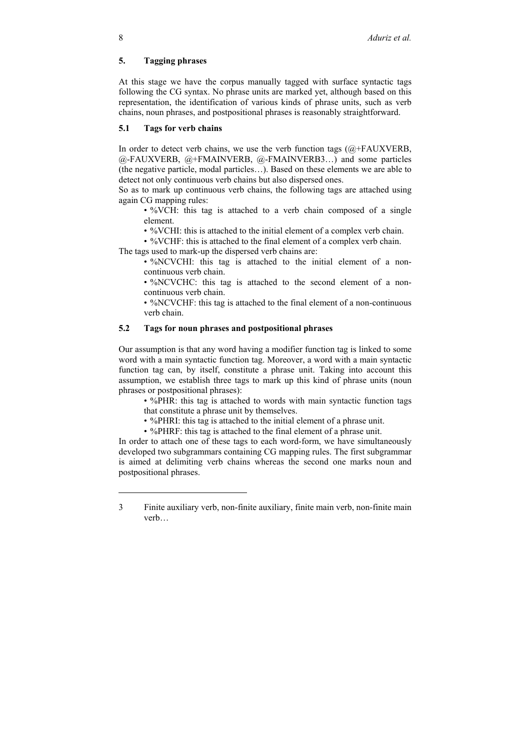## 5. Tagging phrases

At this stage we have the corpus manually tagged with surface syntactic tags following the CG syntax. No phrase units are marked yet, although based on this representation, the identification of various kinds of phrase units, such as verb chains, noun phrases, and postpositional phrases is reasonably straightforward.

### 5.1 Tags for verb chains

In order to detect verb chains, we use the verb function tags (@+FAUXVERB, @-FAUXVERB, @+FMAINVERB, @-FMAINVERB[3]…) and some particles (the negative particle, modal particles…). Based on these elements we are able to detect not only continuous verb chains but also dispersed ones.

So as to mark up continuous verb chains, the following tags are attached using again CG mapping rules:

- %VCH: this tag is attached to a verb chain composed of a single element.
- %VCHI: this is attached to the initial element of a complex verb chain.
- %VCHF: this is attached to the final element of a complex verb chain.

The tags used to mark-up the dispersed verb chains are:

- %NCVCHI: this tag is attached to the initial element of a non-continuous verb chain.
- %NCVCHC: this tag is attached to the second element of a non-continuous verb chain.
- %NCVCHF: this tag is attached to the final element of a non-continuous verb chain.

### 5.2 Tags for noun phrases and postpositional phrases

Our assumption is that any word having a modifier function tag is linked to some word with a main syntactic function tag. Moreover, a word with a main syntactic function tag can, by itself, constitute a phrase unit. Taking into account this assumption, we establish three tags to mark up this kind of phrase units (noun phrases or postpositional phrases):

- %PHR: this tag is attached to words with main syntactic function tags that constitute a phrase unit by themselves.
- %PHRI: this tag is attached to the initial element of a phrase unit.
- %PHRF: this tag is attached to the final element of a phrase unit.

In order to attach one of these tags to each word-form, we have simultaneously developed two subgrammars containing CG mapping rules. The first subgrammar is aimed at delimiting verb chains whereas the second one marks noun and postpositional phrases.

---

[3] Finite auxiliary verb, non-finite auxiliary, finite main verb, non-finite main verb…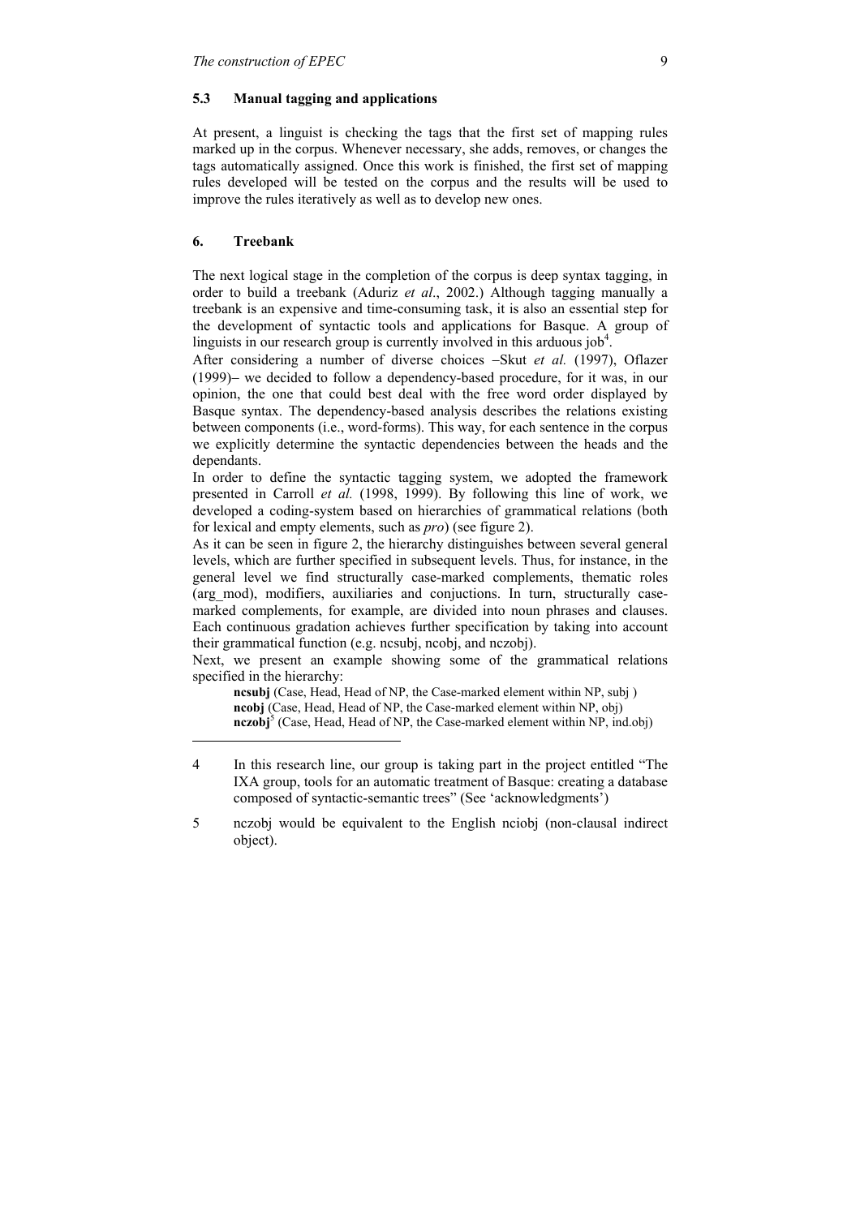### 5.3 Manual tagging and applications

At present, a linguist is checking the tags that the first set of mapping rules marked up in the corpus. Whenever necessary, she adds, removes, or changes the tags automatically assigned. Once this work is finished, the first set of mapping rules developed will be tested on the corpus and the results will be used to improve the rules iteratively as well as to develop new ones.

## 6. Treebank

The next logical stage in the completion of the corpus is deep syntax tagging, in order to build a treebank (Aduriz *et al*., 2002.) Although tagging manually a treebank is an expensive and time-consuming task, it is also an essential step for the development of syntactic tools and applications for Basque. A group of linguists in our research group is currently involved in this arduous job[4].

After considering a number of diverse choices –Skut *et al.* (1997), Oflazer (1999)– we decided to follow a dependency-based procedure, for it was, in our opinion, the one that could best deal with the free word order displayed by Basque syntax. The dependency-based analysis describes the relations existing between components (i.e., word-forms). This way, for each sentence in the corpus we explicitly determine the syntactic dependencies between the heads and the dependants.

In order to define the syntactic tagging system, we adopted the framework presented in Carroll *et al.* (1998, 1999). By following this line of work, we developed a coding-system based on hierarchies of grammatical relations (both for lexical and empty elements, such as *pro*) (see figure 2).

As it can be seen in figure 2, the hierarchy distinguishes between several general levels, which are further specified in subsequent levels. Thus, for instance, in the general level we find structurally case-marked complements, thematic roles (arg_mod), modifiers, auxiliaries and conjuctions. In turn, structurally case-marked complements, for example, are divided into noun phrases and clauses. Each continuous gradation achieves further specification by taking into account their grammatical function (e.g. ncsubj, ncobj, and nczobj).

Next, we present an example showing some of the grammatical relations specified in the hierarchy:

> **ncsubj** (Case, Head, Head of NP, the Case-marked element within NP, subj )
> **ncobj** (Case, Head, Head of NP, the Case-marked element within NP, obj)
> **nczobj**[5] (Case, Head, Head of NP, the Case-marked element within NP, ind.obj)

---

4 In this research line, our group is taking part in the project entitled "The IXA group, tools for an automatic treatment of Basque: creating a database composed of syntactic-semantic trees" (See 'acknowledgments')

5 nczobj would be equivalent to the English nciobj (non-clausal indirect object).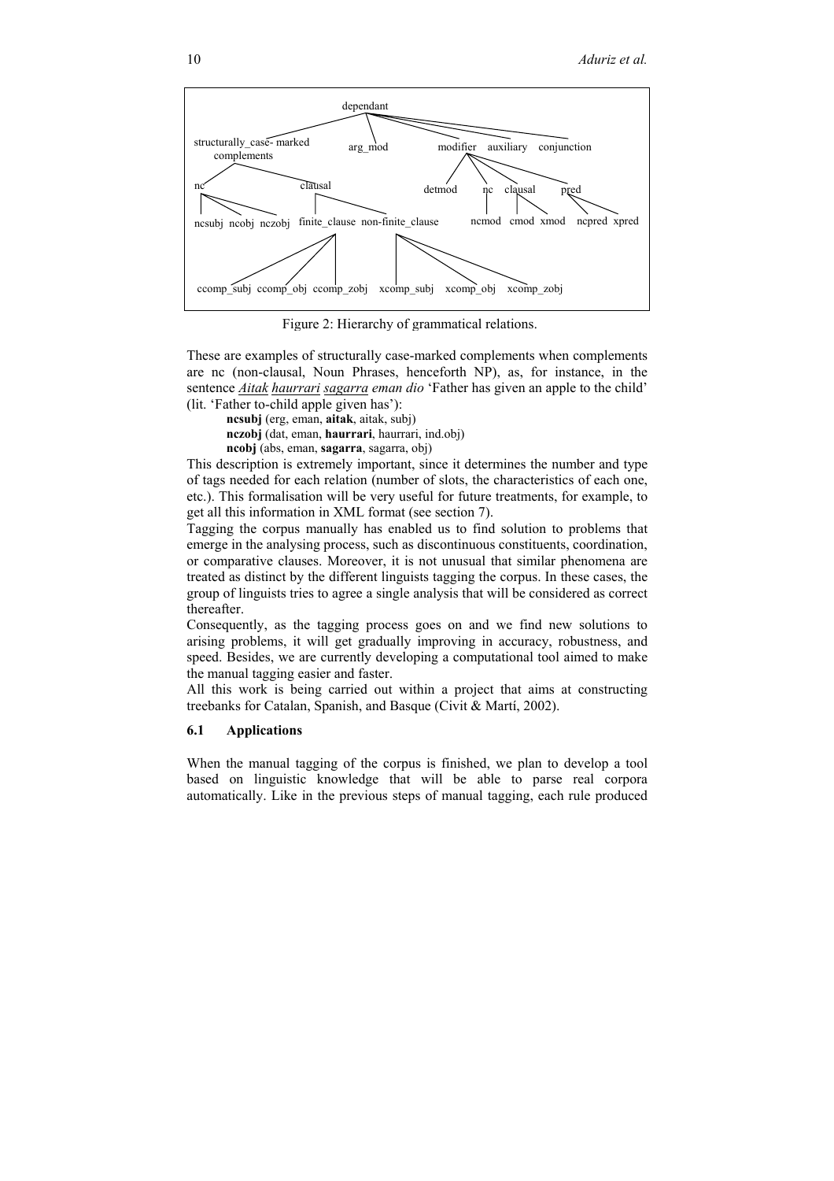Figure 2: Hierarchy of grammatical relations.

These are examples of structurally case-marked complements when complements are nc (non-clausal, Noun Phrases, henceforth NP), as, for instance, in the sentence *__Aitak__ __haurrari__ __sagarra__ eman dio* 'Father has given an apple to the child' (lit. 'Father to-child apple given has'):

**ncsubj** (erg, eman, **aitak**, aitak, subj)
**nczobj** (dat, eman, **haurrari**, haurrari, ind.obj)
**ncobj** (abs, eman, **sagarra**, sagarra, obj)

This description is extremely important, since it determines the number and type of tags needed for each relation (number of slots, the characteristics of each one, etc.). This formalisation will be very useful for future treatments, for example, to get all this information in XML format (see section 7).

Tagging the corpus manually has enabled us to find solution to problems that emerge in the analysing process, such as discontinuous constituents, coordination, or comparative clauses. Moreover, it is not unusual that similar phenomena are treated as distinct by the different linguists tagging the corpus. In these cases, the group of linguists tries to agree a single analysis that will be considered as correct thereafter.

Consequently, as the tagging process goes on and we find new solutions to arising problems, it will get gradually improving in accuracy, robustness, and speed. Besides, we are currently developing a computational tool aimed to make the manual tagging easier and faster.

All this work is being carried out within a project that aims at constructing treebanks for Catalan, Spanish, and Basque (Civit & Martí, 2002).

### 6.1 Applications

When the manual tagging of the corpus is finished, we plan to develop a tool based on linguistic knowledge that will be able to parse real corpora automatically. Like in the previous steps of manual tagging, each rule produced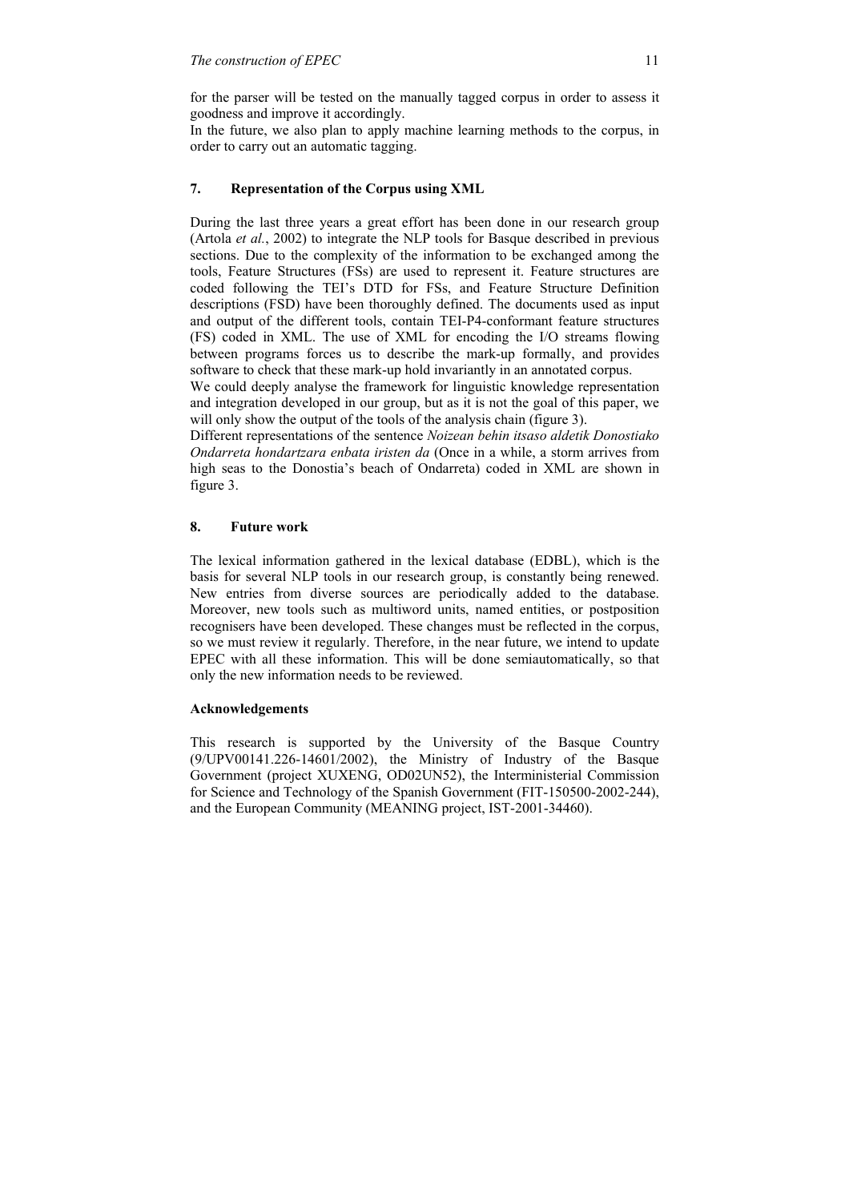for the parser will be tested on the manually tagged corpus in order to assess it goodness and improve it accordingly.

In the future, we also plan to apply machine learning methods to the corpus, in order to carry out an automatic tagging.

## 7. Representation of the Corpus using XML

During the last three years a great effort has been done in our research group (Artola *et al.*, 2002) to integrate the NLP tools for Basque described in previous sections. Due to the complexity of the information to be exchanged among the tools, Feature Structures (FSs) are used to represent it. Feature structures are coded following the TEI's DTD for FSs, and Feature Structure Definition descriptions (FSD) have been thoroughly defined. The documents used as input and output of the different tools, contain TEI-P4-conformant feature structures (FS) coded in XML. The use of XML for encoding the I/O streams flowing between programs forces us to describe the mark-up formally, and provides software to check that these mark-up hold invariantly in an annotated corpus.

We could deeply analyse the framework for linguistic knowledge representation and integration developed in our group, but as it is not the goal of this paper, we will only show the output of the tools of the analysis chain (figure 3).

Different representations of the sentence *Noizean behin itsaso aldetik Donostiako Ondarreta hondartzara enbata iristen da* (Once in a while, a storm arrives from high seas to the Donostia's beach of Ondarreta) coded in XML are shown in figure 3.

## 8. Future work

The lexical information gathered in the lexical database (EDBL), which is the basis for several NLP tools in our research group, is constantly being renewed. New entries from diverse sources are periodically added to the database. Moreover, new tools such as multiword units, named entities, or postposition recognisers have been developed. These changes must be reflected in the corpus, so we must review it regularly. Therefore, in the near future, we intend to update EPEC with all these information. This will be done semiautomatically, so that only the new information needs to be reviewed.

### Acknowledgements

This research is supported by the University of the Basque Country (9/UPV00141.226-14601/2002), the Ministry of Industry of the Basque Government (project XUXENG, OD02UN52), the Interministerial Commission for Science and Technology of the Spanish Government (FIT-150500-2002-244), and the European Community (MEANING project, IST-2001-34460).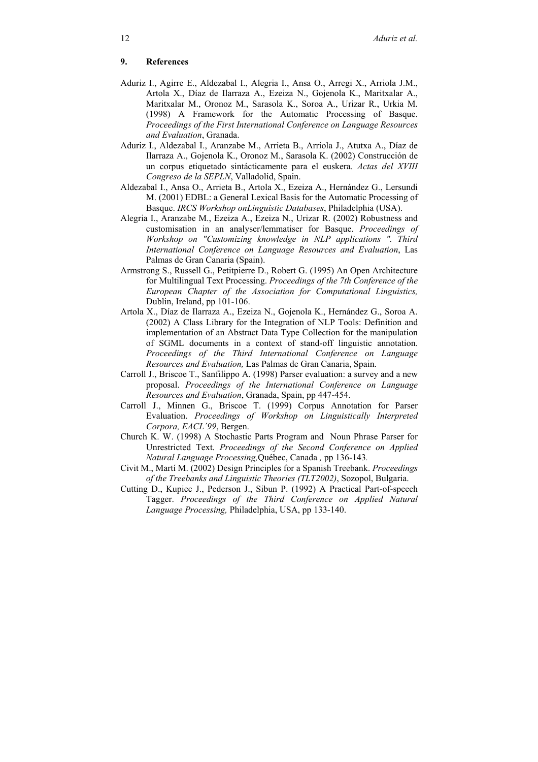## 9. References

Aduriz I., Agirre E., Aldezabal I., Alegria I., Ansa O., Arregi X., Arriola J.M., Artola X., Díaz de Ilarraza A., Ezeiza N., Gojenola K., Maritxalar A., Maritxalar M., Oronoz M., Sarasola K., Soroa A., Urizar R., Urkia M. (1998) A Framework for the Automatic Processing of Basque. *Proceedings of the First International Conference on Language Resources and Evaluation*, Granada.

Aduriz I., Aldezabal I., Aranzabe M., Arrieta B., Arriola J., Atutxa A., Díaz de Ilarraza A., Gojenola K., Oronoz M., Sarasola K. (2002) Construcción de un corpus etiquetado sintácticamente para el euskera. *Actas del XVIII Congreso de la SEPLN*, Valladolid, Spain.

Aldezabal I., Ansa O., Arrieta B., Artola X., Ezeiza A., Hernández G., Lersundi M. (2001) EDBL: a General Lexical Basis for the Automatic Processing of Basque. *IRCS Workshop onLinguistic Databases*, Philadelphia (USA).

Alegria I., Aranzabe M., Ezeiza A., Ezeiza N., Urizar R. (2002) Robustness and customisation in an analyser/lemmatiser for Basque. *Proceedings of Workshop on "Customizing knowledge in NLP applications ". Third International Conference on Language Resources and Evaluation*, Las Palmas de Gran Canaria (Spain).

Armstrong S., Russell G., Petitpierre D., Robert G. (1995) An Open Architecture for Multilingual Text Processing. *Proceedings of the 7th Conference of the European Chapter of the Association for Computational Linguistics,* Dublin, Ireland, pp 101-106.

Artola X., Díaz de Ilarraza A., Ezeiza N., Gojenola K., Hernández G., Soroa A. (2002) A Class Library for the Integration of NLP Tools: Definition and implementation of an Abstract Data Type Collection for the manipulation of SGML documents in a context of stand-off linguistic annotation. *Proceedings of the Third International Conference on Language Resources and Evaluation,* Las Palmas de Gran Canaria, Spain.

Carroll J., Briscoe T., Sanfilippo A. (1998) Parser evaluation: a survey and a new proposal. *Proceedings of the International Conference on Language Resources and Evaluation*, Granada, Spain, pp 447-454.

Carroll J., Minnen G., Briscoe T. (1999) Corpus Annotation for Parser Evaluation. *Proceedings of Workshop on Linguistically Interpreted Corpora, EACL´99*, Bergen.

Church K. W. (1998) A Stochastic Parts Program and Noun Phrase Parser for Unrestricted Text. *Proceedings of the Second Conference on Applied Natural Language Processing,*Québec, Canada *,* pp 136-143.

Civit M., Martí M. (2002) Design Principles for a Spanish Treebank. *Proceedings of the Treebanks and Linguistic Theories (TLT2002)*, Sozopol, Bulgaria.

Cutting D., Kupiec J., Pederson J., Sibun P. (1992) A Practical Part-of-speech Tagger. *Proceedings of the Third Conference on Applied Natural Language Processing,* Philadelphia, USA, pp 133-140.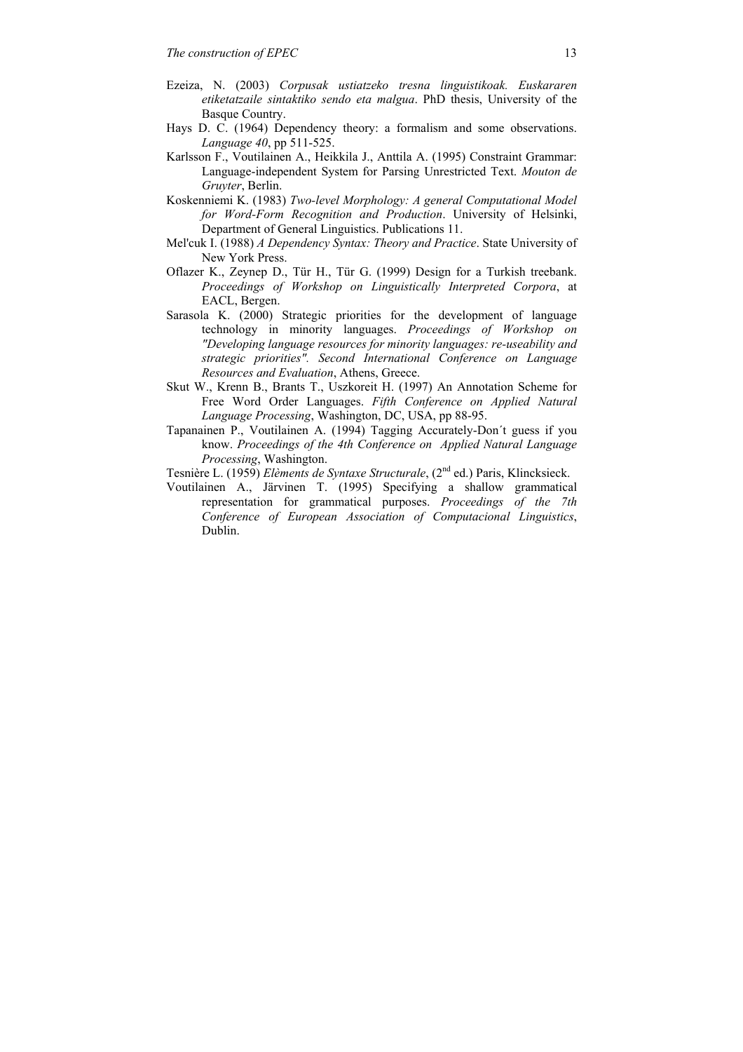Ezeiza, N. (2003) *Corpusak ustiatzeko tresna linguistikoak. Euskararen etiketatzaile sintaktiko sendo eta malgua*. PhD thesis, University of the Basque Country.

Hays D. C. (1964) Dependency theory: a formalism and some observations. *Language 40*, pp 511-525.

Karlsson F., Voutilainen A., Heikkila J., Anttila A. (1995) Constraint Grammar: Language-independent System for Parsing Unrestricted Text. *Mouton de Gruyter*, Berlin.

Koskenniemi K. (1983) *Two-level Morphology: A general Computational Model for Word-Form Recognition and Production*. University of Helsinki, Department of General Linguistics. Publications 11.

Mel'cuk I. (1988) *A Dependency Syntax: Theory and Practice*. State University of New York Press.

Oflazer K., Zeynep D., Tür H., Tür G. (1999) Design for a Turkish treebank. *Proceedings of Workshop on Linguistically Interpreted Corpora*, at EACL, Bergen.

Sarasola K. (2000) Strategic priorities for the development of language technology in minority languages. *Proceedings of Workshop on "Developing language resources for minority languages: re-useability and strategic priorities". Second International Conference on Language Resources and Evaluation*, Athens, Greece.

Skut W., Krenn B., Brants T., Uszkoreit H. (1997) An Annotation Scheme for Free Word Order Languages. *Fifth Conference on Applied Natural Language Processing*, Washington, DC, USA, pp 88-95.

Tapanainen P., Voutilainen A. (1994) Tagging Accurately-Don´t guess if you know. *Proceedings of the 4th Conference on Applied Natural Language Processing*, Washington.

Tesnière L. (1959) *Elèments de Syntaxe Structurale*, (2nd ed.) Paris, Klincksieck.

Voutilainen A., Järvinen T. (1995) Specifying a shallow grammatical representation for grammatical purposes. *Proceedings of the 7th Conference of European Association of Computacional Linguistics*, Dublin.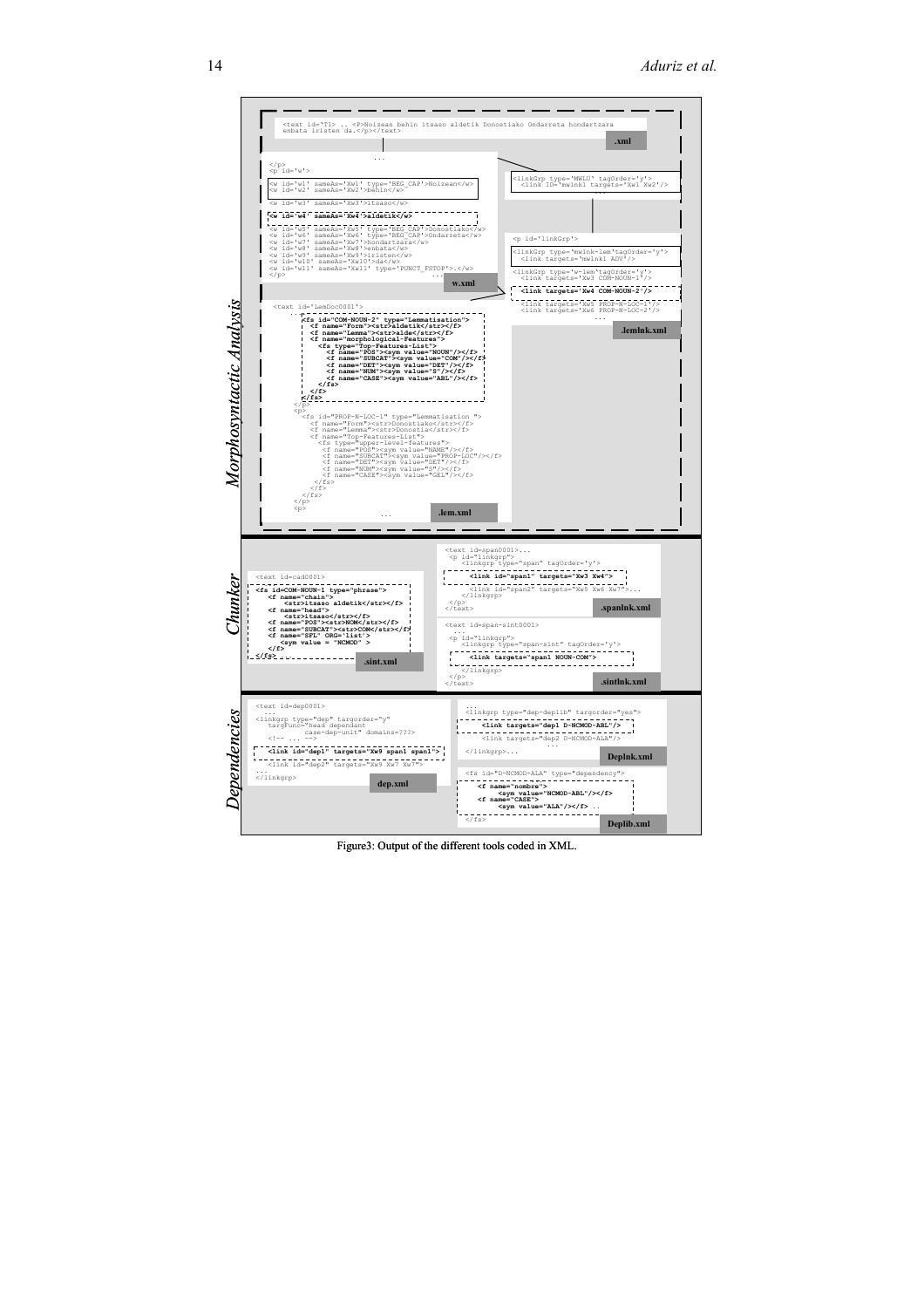**Morphosyntactic Analysis**

```
<text id="T1> .. <P>Noizean behin itsaso aldetik Donostiako Ondarreta hondartzara
enbata iristen da.</p></text>
```

**.xml**

```
...
</p>
<p id='w'>
<w id='w1' sameAs='Xw1' type='BEG_CAP'>Noizean</w>
<w id='w2' sameAs='Xw2'>behin</w>
<w id='w3' sameAs='Xw3'>itsaso</w>
<w id='w4' sameAs='Xw4'>aldetik</w>
<w id='w5' sameAs='Xw5' type='BEG_CAP'>Donostiako</w>
<w id='w6' sameAs='Xw6' type='BEG_CAP'>Ondarreta</w>
<w id='w7' sameAs='Xw7'>hondartzara</w>
<w id='w8' sameAs='Xw8'>enbata</w>
<w id='w9' sameAs='Xw9'>iristen</w>
<w id='w10' sameAs='Xw10'>da</w>
<w id='w11' sameAs='Xw11' type='PUNCT_FSTOP'>.</w>
</p>
...
```

**w.xml**

```
<linkGrp type='MWLU' tagOrder='y'>
  <link ID='mwlnk1 targets='Xw1 Xw2'/>
...
```

```
<p id='linkGrp'>
<linkGrp type='mwlnk-lem'tagOrder='y'>
  <link targets='mwlnk1 ADV'/>
<linkGrp type='w-lem'tagOrder='y'>
  <link targets='Xw3 COM-NOUN-1'/>
  <link targets='Xw4 COM-NOUN-2'/>
  <link targets='Xw5 PROP-N-LOC-1'/>
  <link targets='Xw6 PROP-N-LOC-2'/>
...
```

**.lemlnk.xml**

```
<text id='lemDoc0001'>
 ...
   <fs id="COM-NOUN-2" type="Lemmatisation">
     <f name="Form"><str>aldetik</str></f>
     <f name="Lemma"><str>alde</str></f>
     <f name="morphological-Features">
       <fs type="Top-Features-List">
         <f name="POS"><sym value="NOUN"/></f>
         <f name="SUBCAT"><sym value="COM"/></f>
         <f name="DET"><sym value="DET"/></f>
         <f name="NUM"><sym value="S"/></f>
         <f name="CASE"><sym value="ABL"/></f>
       </fs>
     </f>
   </fs>
 </p>
 <p>
   <fs id="PROP-N-LOC-1" type="Lemmatisation ">
     <f name="Form"><str>Donostiako</str></f>
     <f name="Lemma"><str>Donostia</str></f>
     <f name="Top-Features-List">
       <fs type="upper-level-features">
         <f name="POS"><sym value="NAME"/></f>
         <f name="SUBCAT"><sym value="PROP-LOC"/></f>
         <f name="DET"><sym value="DET"/></f>
         <f name="NUM"><sym value="S"/></f>
         <f name="CASE"><sym value="GEL"/></f>
       </fs>
     </f>
   </fs>
 </p>
 <p>
 ...
```

**.lem.xml**

**Chunker**

```
<text id=cad0001>
<fs id=COM-NOUN-1 type="phrase">
  <f name="chain">
    <str>itsaso aldetik</str></f>
  <f name="head">
    <str>itsaso</str></f>
  <f name="POS"><str>NOM</str></f>
  <f name="SUBCAT"><str>COM</str></f>
  <f name="SFL" ORG='list'>
    <sym value = "NCMOD" >
  </f>
</fs> ...
```

**.sint.xml**

```
<text id=span0001>...
 <p id="linkgrp">
  <linkgrp type="span" tagOrder='y'>
    <link id="span1" targets="Xw3 Xw4">
    <link id="span2" targets="Xw5 Xw6 Xw7">...
  </linkgrp>
 </p>
</text>
```

**.spanlnk.xml**

```
<text id=span-sint0001>
 ...
 <p id="linkgrp">
  <linkgrp type="span-sint" tagOrder='y'>
    <link targets="span1 NOUN-COM">
  </linkgrp>
 </p>
</text>
```

**.sintlnk.xml**

**Dependencies**

```
<text id=dep0001>
 ...
<linkgrp type="dep" targorder="y"
    targFunc="head dependant
        case-dep-unit" domains=???>
  <!-- ... -->
  <link id="dep1" targets="Xw9 span1 span1">
  <link id="dep2" targets="Xw9 Xw7 Xw7">
 ...
</linkgrp>
```

**dep.xml**

```
...
<linkgrp type="dep-deplib" targorder="yes">
    <link targets="dep1 D-NCMOD-ABL"/>
    <link targets="dep2 D-NCMOD-ALA"/>
    ...
</linkgrp>...
```

**Deplnk.xml**

```
<fs id="D-NCMOD-ALA" type="dependency">
  <f name="nombre">
    <sym value="NCMOD-ABL"/></f>
  <f name="CASE">
    <sym value="ALA"/></f> ..
</fs>
```

**Deplib.xml**

Figure3: Output of the different tools coded in XML.